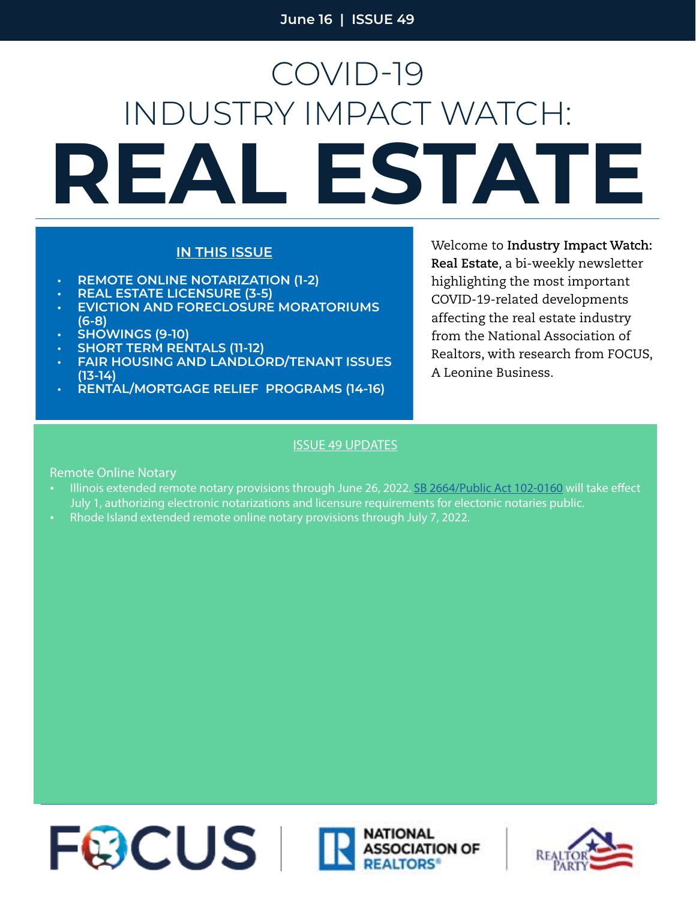June 16 | ISSUE 49

# COVID-19 INDUSTRY IMPACT WATCH: REAL ESTATE

## IN THIS ISSUE

- REMOTE ONLINE NOTARIZATION (1-2)
- REAL ESTATE LICENSURE (3-5)
- EVICTION AND FORECLOSURE MORATORIUMS (6-8)
- SHOWINGS (9-10)
- SHORT TERM RENTALS (11-12)
- FAIR HOUSING AND LANDLORD/TENANT ISSUES (13-14)
- RENTAL/MORTGAGE RELIEF PROGRAMS (14-16)

Welcome to **Industry Impact Watch: Real Estate**, a bi-weekly newsletter highlighting the most important COVID-19-related developments affecting the real estate industry from the National Association of Realtors, with research from FOCUS, A Leonine Business.

## ISSUE 49 UPDATES

Remote Online Notary

- Illinois extended remote notary provisions through June 26, 2022. SB 2664/Public Act 102-0160 will take effect July 1, authorizing electronic notarizations and licensure requirements for electonic notaries public.
- Rhode Island extended remote online notary provisions through July 7, 2022.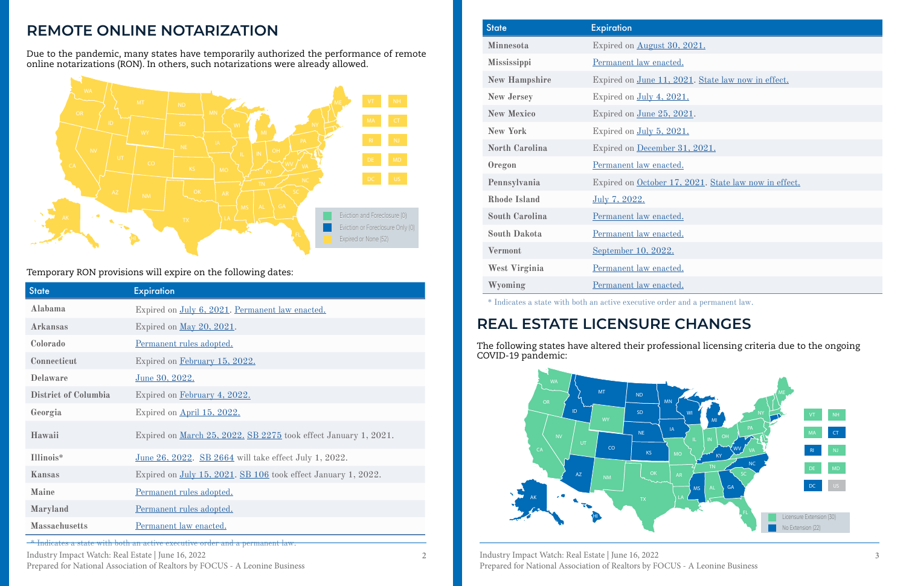## REMOTE ONLINE NOTARIZATION

Due to the pandemic, many states have temporarily authorized the performance of remote online notarizations (RON). In others, such notarizations were already allowed.

Eviction and Foreclosure (0)
Eviction or Foreclosure Only (0)
Expired or None (52)

Temporary RON provisions will expire on the following dates:

| State | Expiration |
|---|---|
| Alabama | Expired on July 6, 2021. Permanent law enacted. |
| Arkansas | Expired on May 20, 2021. |
| Colorado | Permanent rules adopted. |
| Connecticut | Expired on February 15, 2022. |
| Delaware | June 30, 2022. |
| District of Columbia | Expired on February 4, 2022. |
| Georgia | Expired on April 15, 2022. |
| Hawaii | Expired on March 25, 2022. SB 2275 took effect January 1, 2021. |
| Illinois* | June 26, 2022. SB 2664 will take effect July 1, 2022. |
| Kansas | Expired on July 15, 2021. SB 106 took effect January 1, 2022. |
| Maine | Permanent rules adopted. |
| Maryland | Permanent rules adopted. |
| Massachusetts | Permanent law enacted. |
| Minnesota | Expired on August 30, 2021. |
| Mississippi | Permanent law enacted. |
| New Hampshire | Expired on June 11, 2021. State law now in effect. |
| New Jersey | Expired on July 4, 2021. |
| New Mexico | Expired on June 25, 2021. |
| New York | Expired on July 5, 2021. |
| North Carolina | Expired on December 31, 2021. |
| Oregon | Permanent law enacted. |
| Pennsylvania | Expired on October 17, 2021. State law now in effect. |
| Rhode Island | July 7, 2022. |
| South Carolina | Permanent law enacted. |
| South Dakota | Permanent law enacted. |
| Vermont | September 10, 2022. |
| West Virginia | Permanent law enacted. |
| Wyoming | Permanent law enacted. |

\* Indicates a state with both an active executive order and a permanent law.

## REAL ESTATE LICENSURE CHANGES

The following states have altered their professional licensing criteria due to the ongoing COVID-19 pandemic:

Licensure Extension (30)
No Extension (22)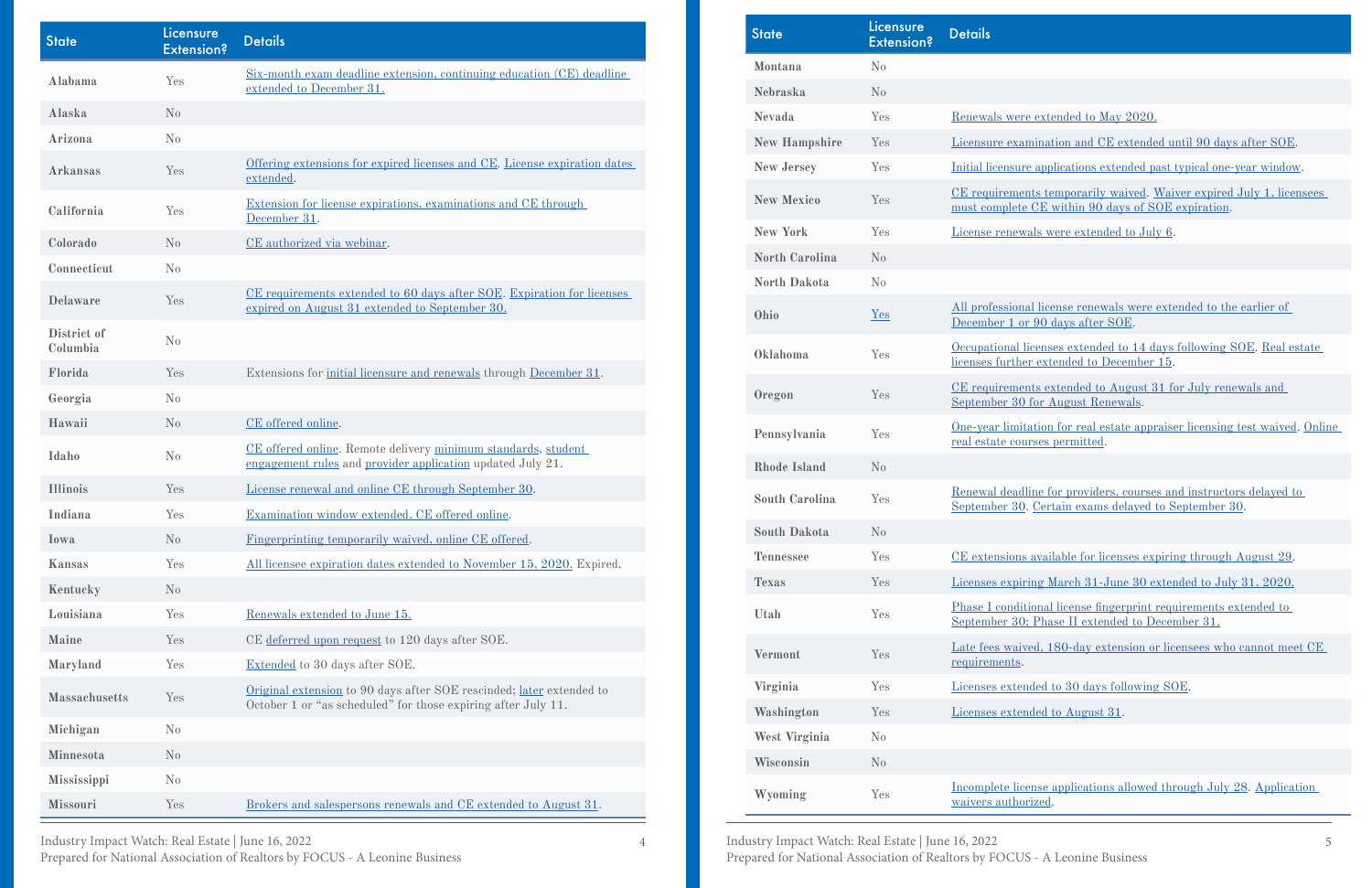| State | Licensure Extension? | Details |
|---|---|---|
| Alabama | Yes | Six-month exam deadline extension, continuing education (CE) deadline extended to December 31. |
| Alaska | No | |
| Arizona | No | |
| Arkansas | Yes | Offering extensions for expired licenses and CE. License expiration dates extended. |
| California | Yes | Extension for license expirations, examinations and CE through December 31. |
| Colorado | No | CE authorized via webinar. |
| Connecticut | No | |
| Delaware | Yes | CE requirements extended to 60 days after SOE. Expiration for licenses expired on August 31 extended to September 30. |
| District of Columbia | No | |
| Florida | Yes | Extensions for initial licensure and renewals through December 31. |
| Georgia | No | |
| Hawaii | No | CE offered online. |
| Idaho | No | CE offered online. Remote delivery minimum standards, student engagement rules and provider application updated July 21. |
| Illinois | Yes | License renewal and online CE through September 30. |
| Indiana | Yes | Examination window extended, CE offered online. |
| Iowa | No | Fingerprinting temporarily waived, online CE offered. |
| Kansas | Yes | All licensee expiration dates extended to November 15, 2020. Expired. |
| Kentucky | No | |
| Louisiana | Yes | Renewals extended to June 15. |
| Maine | Yes | CE deferred upon request to 120 days after SOE. |
| Maryland | Yes | Extended to 30 days after SOE. |
| Massachusetts | Yes | Original extension to 90 days after SOE rescinded; later extended to October 1 or "as scheduled" for those expiring after July 11. |
| Michigan | No | |
| Minnesota | No | |
| Mississippi | No | |
| Missouri | Yes | Brokers and salespersons renewals and CE extended to August 31. |
| Montana | No | |
| Nebraska | No | |
| Nevada | Yes | Renewals were extended to May 2020. |
| New Hampshire | Yes | Licensure examination and CE extended until 90 days after SOE. |
| New Jersey | Yes | Initial licensure applications extended past typical one-year window. |
| New Mexico | Yes | CE requirements temporarily waived. Waiver expired July 1, licensees must complete CE within 90 days of SOE expiration. |
| New York | Yes | License renewals were extended to July 6. |
| North Carolina | No | |
| North Dakota | No | |
| Ohio | Yes | All professional license renewals were extended to the earlier of December 1 or 90 days after SOE. |
| Oklahoma | Yes | Occupational licenses extended to 14 days following SOE. Real estate licenses further extended to December 15. |
| Oregon | Yes | CE requirements extended to August 31 for July renewals and September 30 for August Renewals. |
| Pennsylvania | Yes | One-year limitation for real estate appraiser licensing test waived. Online real estate courses permitted. |
| Rhode Island | No | |
| South Carolina | Yes | Renewal deadline for providers, courses and instructors delayed to September 30. Certain exams delayed to September 30. |
| South Dakota | No | |
| Tennessee | Yes | CE extensions available for licenses expiring through August 29. |
| Texas | Yes | Licenses expiring March 31-June 30 extended to July 31, 2020. |
| Utah | Yes | Phase I conditional license fingerprint requirements extended to September 30; Phase II extended to December 31. |
| Vermont | Yes | Late fees waived, 180-day extension or licensees who cannot meet CE requirements. |
| Virginia | Yes | Licenses extended to 30 days following SOE. |
| Washington | Yes | Licenses extended to August 31. |
| West Virginia | No | |
| Wisconsin | No | |
| Wyoming | Yes | Incomplete license applications allowed through July 28. Application waivers authorized. |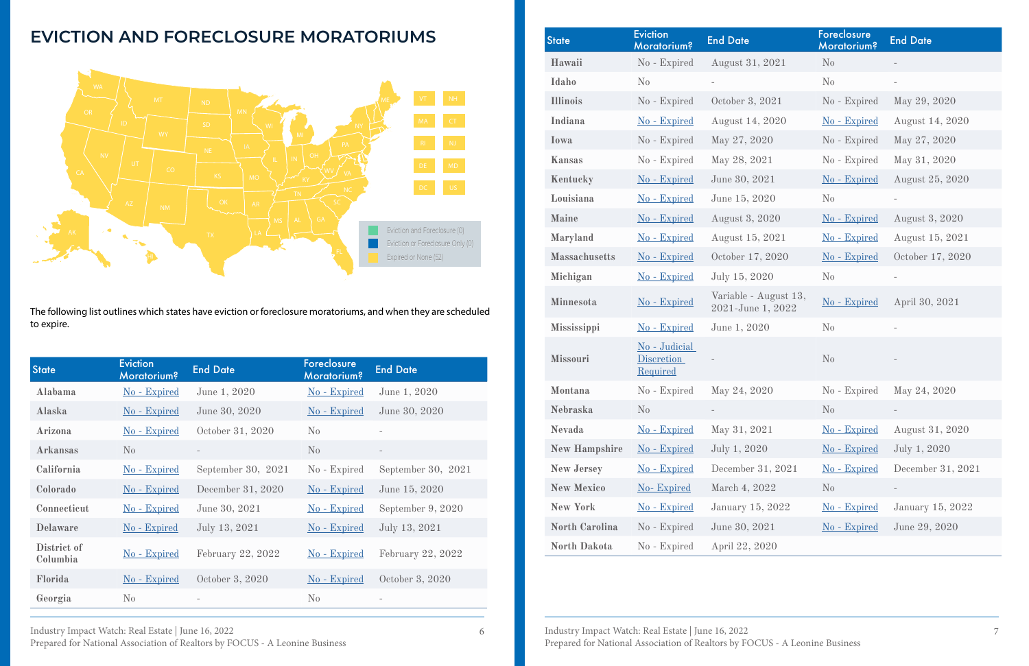# EVICTION AND FORECLOSURE MORATORIUMS

Eviction and Foreclosure (0)
Eviction or Foreclosure Only (0)
Expired or None (52)

The following list outlines which states have eviction or foreclosure moratoriums, and when they are scheduled to expire.

| State | Eviction Moratorium? | End Date | Foreclosure Moratorium? | End Date |
|---|---|---|---|---|
| Alabama | No - Expired | June 1, 2020 | No - Expired | June 1, 2020 |
| Alaska | No - Expired | June 30, 2020 | No - Expired | June 30, 2020 |
| Arizona | No - Expired | October 31, 2020 | No | - |
| Arkansas | No | - | No | - |
| California | No - Expired | September 30, 2021 | No - Expired | September 30, 2021 |
| Colorado | No - Expired | December 31, 2020 | No - Expired | June 15, 2020 |
| Connecticut | No - Expired | June 30, 2021 | No - Expired | September 9, 2020 |
| Delaware | No - Expired | July 13, 2021 | No - Expired | July 13, 2021 |
| District of Columbia | No - Expired | February 22, 2022 | No - Expired | February 22, 2022 |
| Florida | No - Expired | October 3, 2020 | No - Expired | October 3, 2020 |
| Georgia | No | - | No | - |
| Hawaii | No - Expired | August 31, 2021 | No | - |
| Idaho | No | - | No | - |
| Illinois | No - Expired | October 3, 2021 | No - Expired | May 29, 2020 |
| Indiana | No - Expired | August 14, 2020 | No - Expired | August 14, 2020 |
| Iowa | No - Expired | May 27, 2020 | No - Expired | May 27, 2020 |
| Kansas | No - Expired | May 28, 2021 | No - Expired | May 31, 2020 |
| Kentucky | No - Expired | June 30, 2021 | No - Expired | August 25, 2020 |
| Louisiana | No - Expired | June 15, 2020 | No | - |
| Maine | No - Expired | August 3, 2020 | No - Expired | August 3, 2020 |
| Maryland | No - Expired | August 15, 2021 | No - Expired | August 15, 2021 |
| Massachusetts | No - Expired | October 17, 2020 | No - Expired | October 17, 2020 |
| Michigan | No - Expired | July 15, 2020 | No | - |
| Minnesota | No - Expired | Variable - August 13, 2021-June 1, 2022 | No - Expired | April 30, 2021 |
| Mississippi | No - Expired | June 1, 2020 | No | - |
| Missouri | No - Judicial Discretion Required | - | No | - |
| Montana | No - Expired | May 24, 2020 | No - Expired | May 24, 2020 |
| Nebraska | No | - | No | - |
| Nevada | No - Expired | May 31, 2021 | No - Expired | August 31, 2020 |
| New Hampshire | No - Expired | July 1, 2020 | No - Expired | July 1, 2020 |
| New Jersey | No - Expired | December 31, 2021 | No - Expired | December 31, 2021 |
| New Mexico | No- Expired | March 4, 2022 | No | - |
| New York | No - Expired | January 15, 2022 | No - Expired | January 15, 2022 |
| North Carolina | No - Expired | June 30, 2021 | No - Expired | June 29, 2020 |
| North Dakota | No - Expired | April 22, 2020 | | |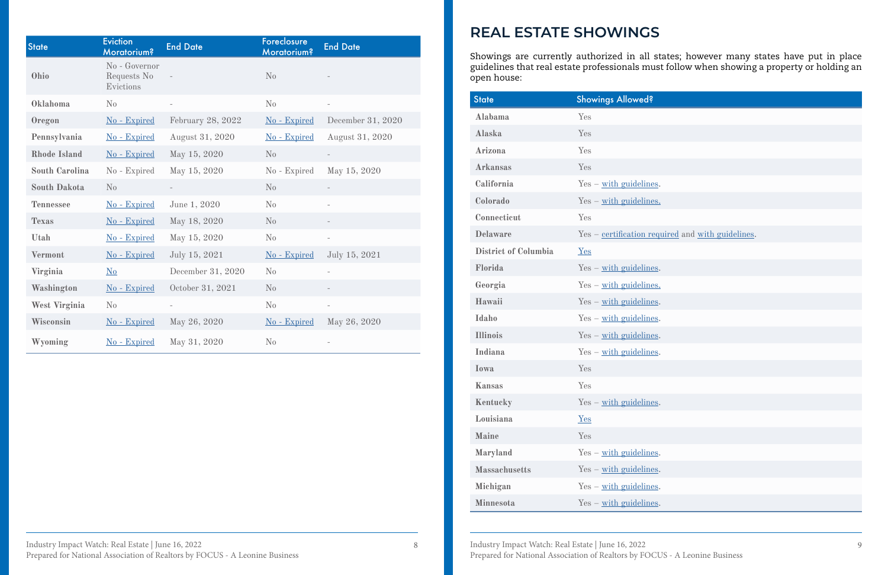| State | Eviction Moratorium? | End Date | Foreclosure Moratorium? | End Date |
|---|---|---|---|---|
| Ohio | No - Governor Requests No Evictions | - | No | - |
| Oklahoma | No | - | No | - |
| Oregon | No - Expired | February 28, 2022 | No - Expired | December 31, 2020 |
| Pennsylvania | No - Expired | August 31, 2020 | No - Expired | August 31, 2020 |
| Rhode Island | No - Expired | May 15, 2020 | No | - |
| South Carolina | No - Expired | May 15, 2020 | No - Expired | May 15, 2020 |
| South Dakota | No | - | No | - |
| Tennessee | No - Expired | June 1, 2020 | No | - |
| Texas | No - Expired | May 18, 2020 | No | - |
| Utah | No - Expired | May 15, 2020 | No | - |
| Vermont | No - Expired | July 15, 2021 | No - Expired | July 15, 2021 |
| Virginia | No | December 31, 2020 | No | - |
| Washington | No - Expired | October 31, 2021 | No | - |
| West Virginia | No | - | No | - |
| Wisconsin | No - Expired | May 26, 2020 | No - Expired | May 26, 2020 |
| Wyoming | No - Expired | May 31, 2020 | No | - |

## REAL ESTATE SHOWINGS

Showings are currently authorized in all states; however many states have put in place guidelines that real estate professionals must follow when showing a property or holding an open house:

| State | Showings Allowed? |
|---|---|
| Alabama | Yes |
| Alaska | Yes |
| Arizona | Yes |
| Arkansas | Yes |
| California | Yes – with guidelines. |
| Colorado | Yes – with guidelines. |
| Connecticut | Yes |
| Delaware | Yes – certification required and with guidelines. |
| District of Columbia | Yes |
| Florida | Yes – with guidelines. |
| Georgia | Yes – with guidelines. |
| Hawaii | Yes – with guidelines. |
| Idaho | Yes – with guidelines. |
| Illinois | Yes – with guidelines. |
| Indiana | Yes – with guidelines. |
| Iowa | Yes |
| Kansas | Yes |
| Kentucky | Yes – with guidelines. |
| Louisiana | Yes |
| Maine | Yes |
| Maryland | Yes – with guidelines. |
| Massachusetts | Yes – with guidelines. |
| Michigan | Yes – with guidelines. |
| Minnesota | Yes – with guidelines. |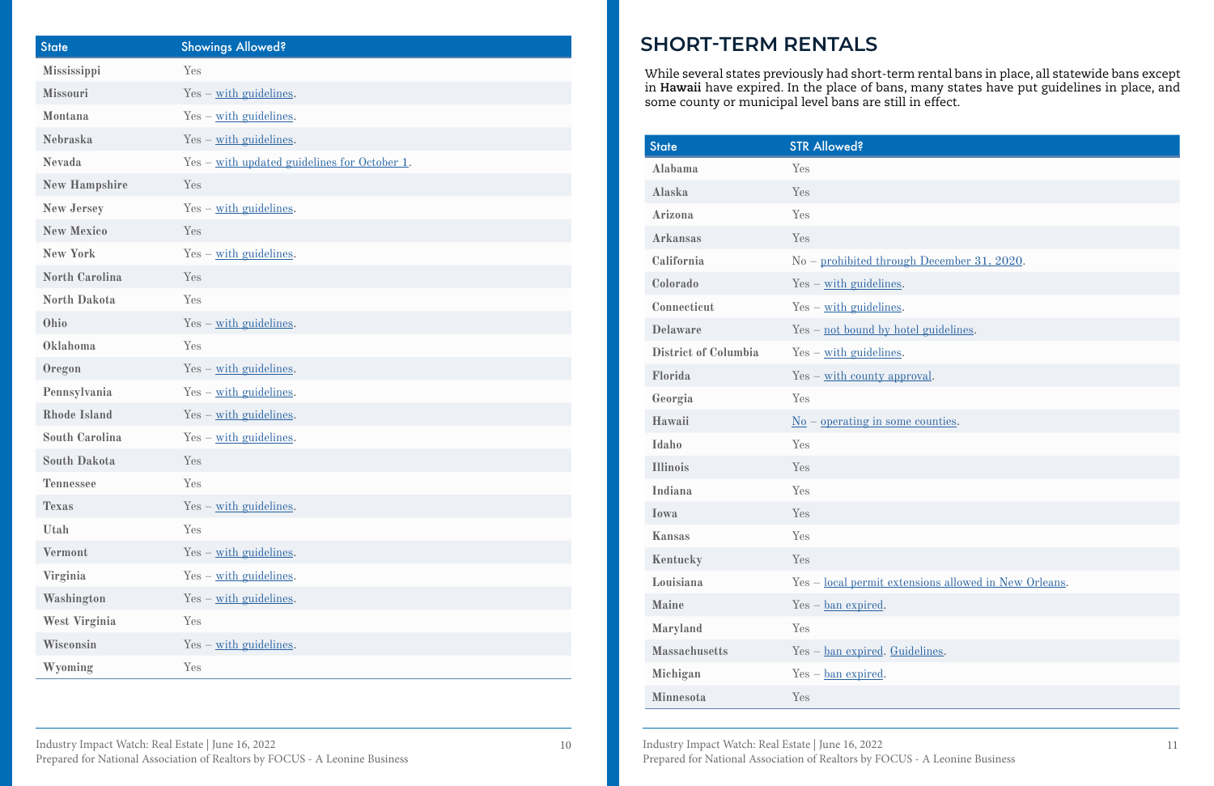| State | Showings Allowed? |
|---|---|
| Mississippi | Yes |
| Missouri | Yes – with guidelines. |
| Montana | Yes – with guidelines. |
| Nebraska | Yes – with guidelines. |
| Nevada | Yes – with updated guidelines for October 1. |
| New Hampshire | Yes |
| New Jersey | Yes – with guidelines. |
| New Mexico | Yes |
| New York | Yes – with guidelines. |
| North Carolina | Yes |
| North Dakota | Yes |
| Ohio | Yes – with guidelines. |
| Oklahoma | Yes |
| Oregon | Yes – with guidelines. |
| Pennsylvania | Yes – with guidelines. |
| Rhode Island | Yes – with guidelines. |
| South Carolina | Yes – with guidelines. |
| South Dakota | Yes |
| Tennessee | Yes |
| Texas | Yes – with guidelines. |
| Utah | Yes |
| Vermont | Yes – with guidelines. |
| Virginia | Yes – with guidelines. |
| Washington | Yes – with guidelines. |
| West Virginia | Yes |
| Wisconsin | Yes – with guidelines. |
| Wyoming | Yes |

## SHORT-TERM RENTALS

While several states previously had short-term rental bans in place, all statewide bans except in **Hawaii** have expired. In the place of bans, many states have put guidelines in place, and some county or municipal level bans are still in effect.

| State | STR Allowed? |
|---|---|
| Alabama | Yes |
| Alaska | Yes |
| Arizona | Yes |
| Arkansas | Yes |
| California | No – prohibited through December 31, 2020. |
| Colorado | Yes – with guidelines. |
| Connecticut | Yes – with guidelines. |
| Delaware | Yes – not bound by hotel guidelines. |
| District of Columbia | Yes – with guidelines. |
| Florida | Yes – with county approval. |
| Georgia | Yes |
| Hawaii | No – operating in some counties. |
| Idaho | Yes |
| Illinois | Yes |
| Indiana | Yes |
| Iowa | Yes |
| Kansas | Yes |
| Kentucky | Yes |
| Louisiana | Yes – local permit extensions allowed in New Orleans. |
| Maine | Yes – ban expired. |
| Maryland | Yes |
| Massachusetts | Yes – ban expired. Guidelines. |
| Michigan | Yes – ban expired. |
| Minnesota | Yes |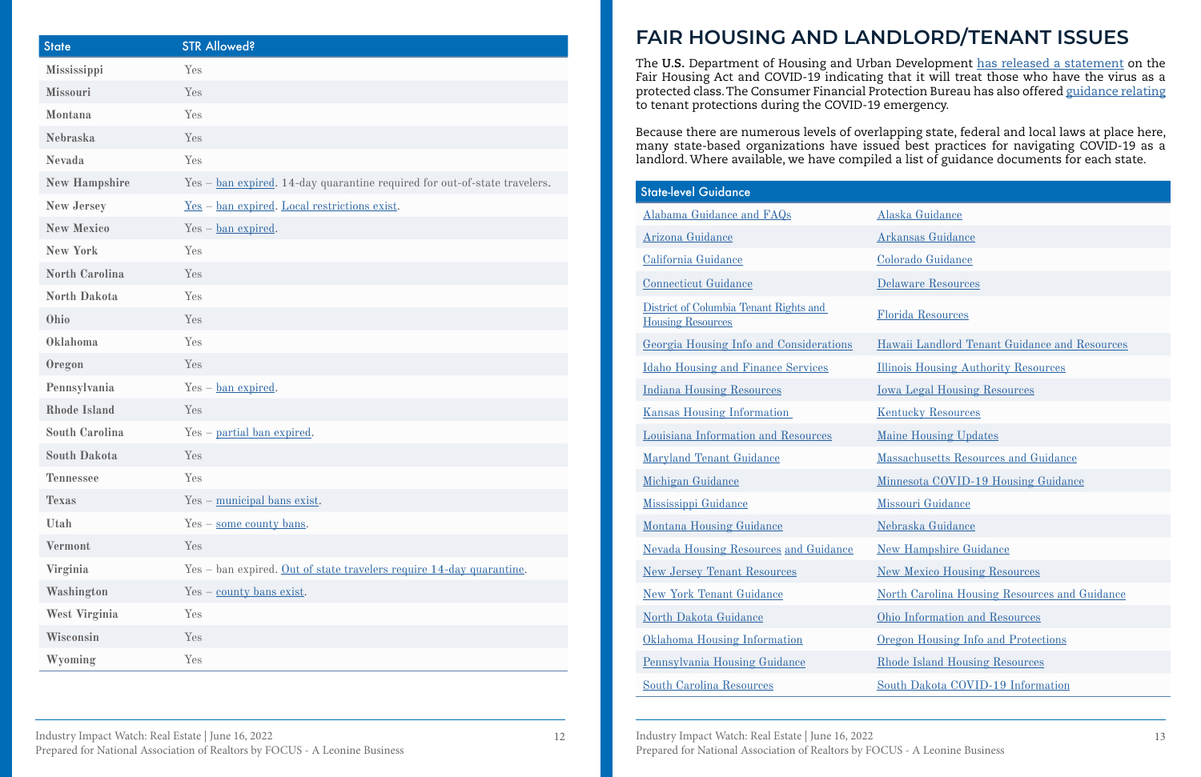| State | STR Allowed? |
|---|---|
| Mississippi | Yes |
| Missouri | Yes |
| Montana | Yes |
| Nebraska | Yes |
| Nevada | Yes |
| New Hampshire | Yes – ban expired. 14-day quarantine required for out-of-state travelers. |
| New Jersey | Yes – ban expired. Local restrictions exist. |
| New Mexico | Yes – ban expired. |
| New York | Yes |
| North Carolina | Yes |
| North Dakota | Yes |
| Ohio | Yes |
| Oklahoma | Yes |
| Oregon | Yes |
| Pennsylvania | Yes – ban expired. |
| Rhode Island | Yes |
| South Carolina | Yes – partial ban expired. |
| South Dakota | Yes |
| Tennessee | Yes |
| Texas | Yes – municipal bans exist. |
| Utah | Yes – some county bans. |
| Vermont | Yes |
| Virginia | Yes – ban expired. Out of state travelers require 14-day quarantine. |
| Washington | Yes – county bans exist. |
| West Virginia | Yes |
| Wisconsin | Yes |
| Wyoming | Yes |

# FAIR HOUSING AND LANDLORD/TENANT ISSUES

The **U.S.** Department of Housing and Urban Development has released a statement on the Fair Housing Act and COVID-19 indicating that it will treat those who have the virus as a protected class. The Consumer Financial Protection Bureau has also offered guidance relating to tenant protections during the COVID-19 emergency.

Because there are numerous levels of overlapping state, federal and local laws at place here, many state-based organizations have issued best practices for navigating COVID-19 as a landlord. Where available, we have compiled a list of guidance documents for each state.

| State-level Guidance | |
|---|---|
| Alabama Guidance and FAQs | Alaska Guidance |
| Arizona Guidance | Arkansas Guidance |
| California Guidance | Colorado Guidance |
| Connecticut Guidance | Delaware Resources |
| District of Columbia Tenant Rights and Housing Resources | Florida Resources |
| Georgia Housing Info and Considerations | Hawaii Landlord Tenant Guidance and Resources |
| Idaho Housing and Finance Services | Illinois Housing Authority Resources |
| Indiana Housing Resources | Iowa Legal Housing Resources |
| Kansas Housing Information | Kentucky Resources |
| Louisiana Information and Resources | Maine Housing Updates |
| Maryland Tenant Guidance | Massachusetts Resources and Guidance |
| Michigan Guidance | Minnesota COVID-19 Housing Guidance |
| Mississippi Guidance | Missouri Guidance |
| Montana Housing Guidance | Nebraska Guidance |
| Nevada Housing Resources and Guidance | New Hampshire Guidance |
| New Jersey Tenant Resources | New Mexico Housing Resources |
| New York Tenant Guidance | North Carolina Housing Resources and Guidance |
| North Dakota Guidance | Ohio Information and Resources |
| Oklahoma Housing Information | Oregon Housing Info and Protections |
| Pennsylvania Housing Guidance | Rhode Island Housing Resources |
| South Carolina Resources | South Dakota COVID-19 Information |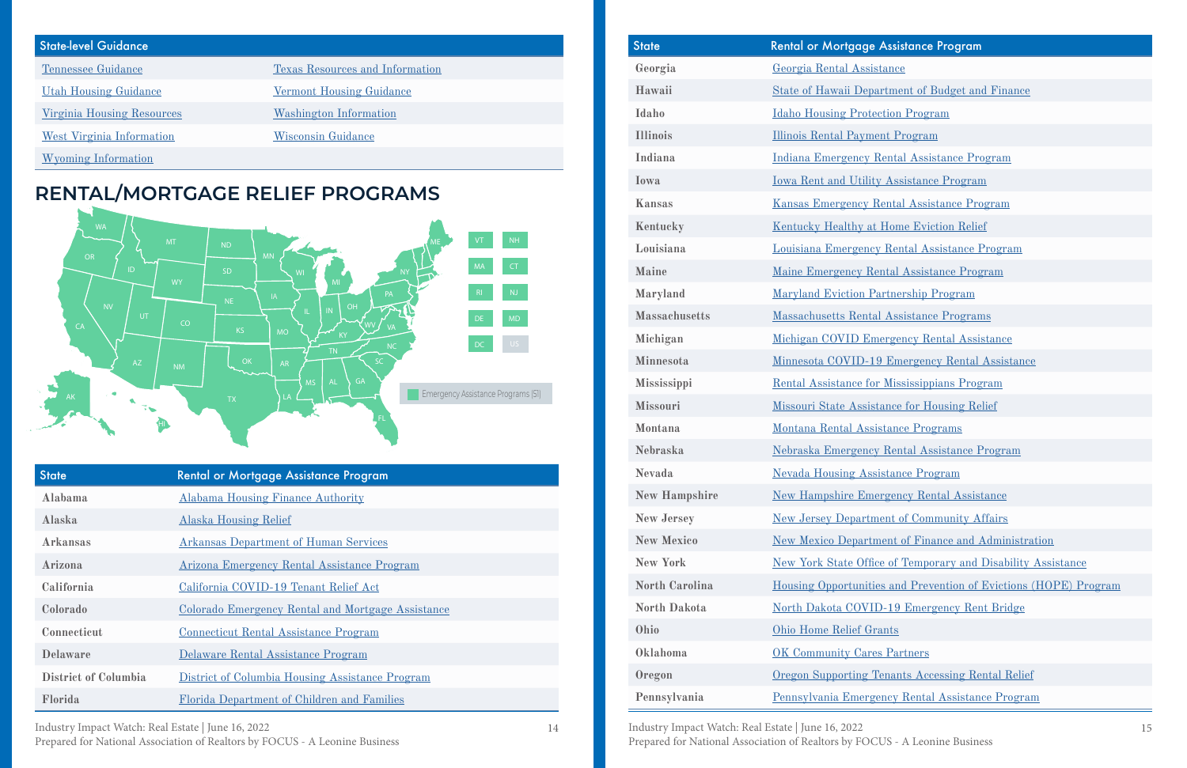| State-level Guidance | |
|---|---|
| Tennessee Guidance | Texas Resources and Information |
| Utah Housing Guidance | Vermont Housing Guidance |
| Virginia Housing Resources | Washington Information |
| West Virginia Information | Wisconsin Guidance |
| Wyoming Information | |

## RENTAL/MORTGAGE RELIEF PROGRAMS

Emergency Assistance Programs (51)

| State | Rental or Mortgage Assistance Program |
|---|---|
| Alabama | Alabama Housing Finance Authority |
| Alaska | Alaska Housing Relief |
| Arkansas | Arkansas Department of Human Services |
| Arizona | Arizona Emergency Rental Assistance Program |
| California | California COVID-19 Tenant Relief Act |
| Colorado | Colorado Emergency Rental and Mortgage Assistance |
| Connecticut | Connecticut Rental Assistance Program |
| Delaware | Delaware Rental Assistance Program |
| District of Columbia | District of Columbia Housing Assistance Program |
| Florida | Florida Department of Children and Families |
| Georgia | Georgia Rental Assistance |
| Hawaii | State of Hawaii Department of Budget and Finance |
| Idaho | Idaho Housing Protection Program |
| Illinois | Illinois Rental Payment Program |
| Indiana | Indiana Emergency Rental Assistance Program |
| Iowa | Iowa Rent and Utility Assistance Program |
| Kansas | Kansas Emergency Rental Assistance Program |
| Kentucky | Kentucky Healthy at Home Eviction Relief |
| Louisiana | Louisiana Emergency Rental Assistance Program |
| Maine | Maine Emergency Rental Assistance Program |
| Maryland | Maryland Eviction Partnership Program |
| Massachusetts | Massachusetts Rental Assistance Programs |
| Michigan | Michigan COVID Emergency Rental Assistance |
| Minnesota | Minnesota COVID-19 Emergency Rental Assistance |
| Mississippi | Rental Assistance for Mississippians Program |
| Missouri | Missouri State Assistance for Housing Relief |
| Montana | Montana Rental Assistance Programs |
| Nebraska | Nebraska Emergency Rental Assistance Program |
| Nevada | Nevada Housing Assistance Program |
| New Hampshire | New Hampshire Emergency Rental Assistance |
| New Jersey | New Jersey Department of Community Affairs |
| New Mexico | New Mexico Department of Finance and Administration |
| New York | New York State Office of Temporary and Disability Assistance |
| North Carolina | Housing Opportunities and Prevention of Evictions (HOPE) Program |
| North Dakota | North Dakota COVID-19 Emergency Rent Bridge |
| Ohio | Ohio Home Relief Grants |
| Oklahoma | OK Community Cares Partners |
| Oregon | Oregon Supporting Tenants Accessing Rental Relief |
| Pennsylvania | Pennsylvania Emergency Rental Assistance Program |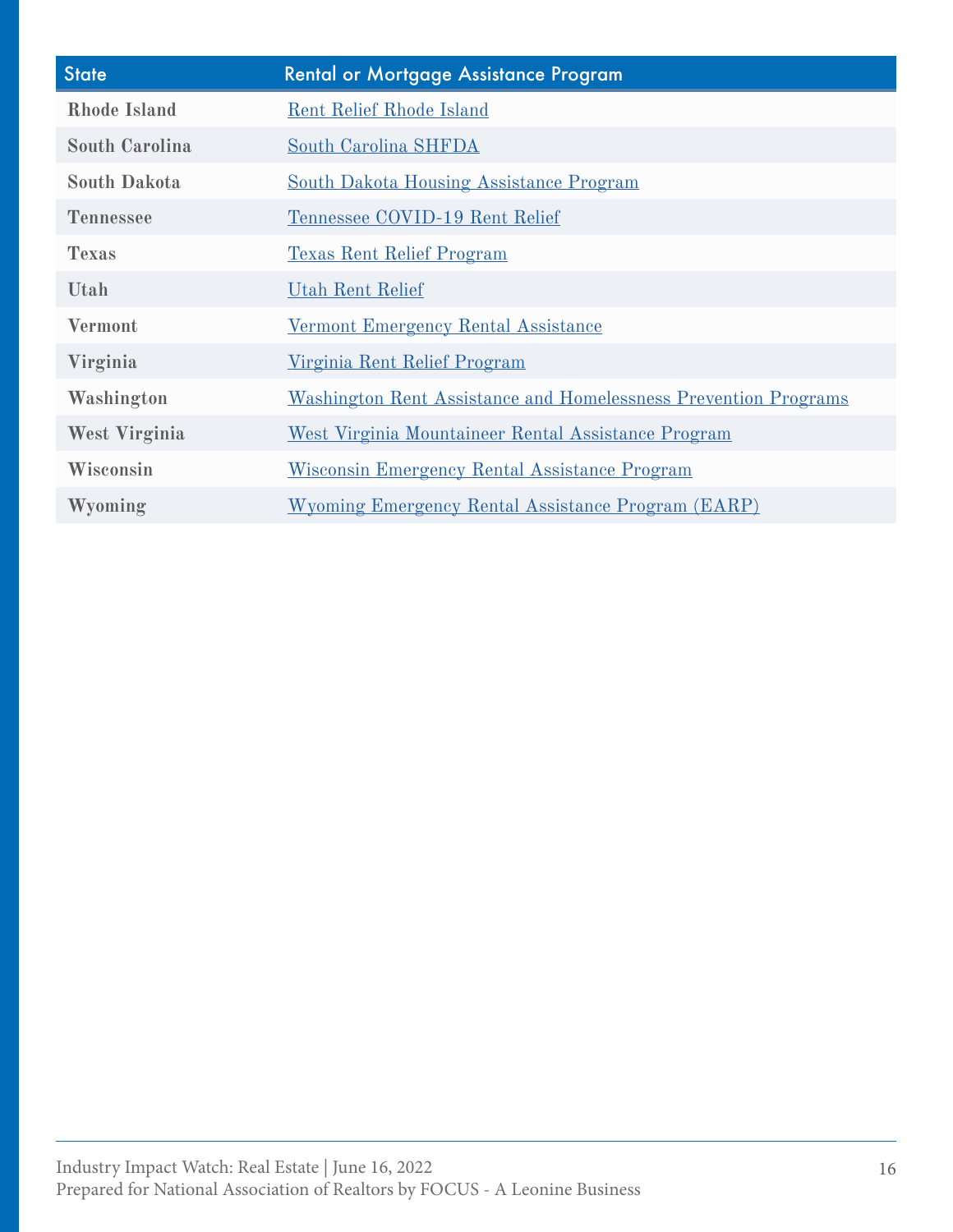| State | Rental or Mortgage Assistance Program |
| --- | --- |
| Rhode Island | Rent Relief Rhode Island |
| South Carolina | South Carolina SHFDA |
| South Dakota | South Dakota Housing Assistance Program |
| Tennessee | Tennessee COVID-19 Rent Relief |
| Texas | Texas Rent Relief Program |
| Utah | Utah Rent Relief |
| Vermont | Vermont Emergency Rental Assistance |
| Virginia | Virginia Rent Relief Program |
| Washington | Washington Rent Assistance and Homelessness Prevention Programs |
| West Virginia | West Virginia Mountaineer Rental Assistance Program |
| Wisconsin | Wisconsin Emergency Rental Assistance Program |
| Wyoming | Wyoming Emergency Rental Assistance Program (EARP) |